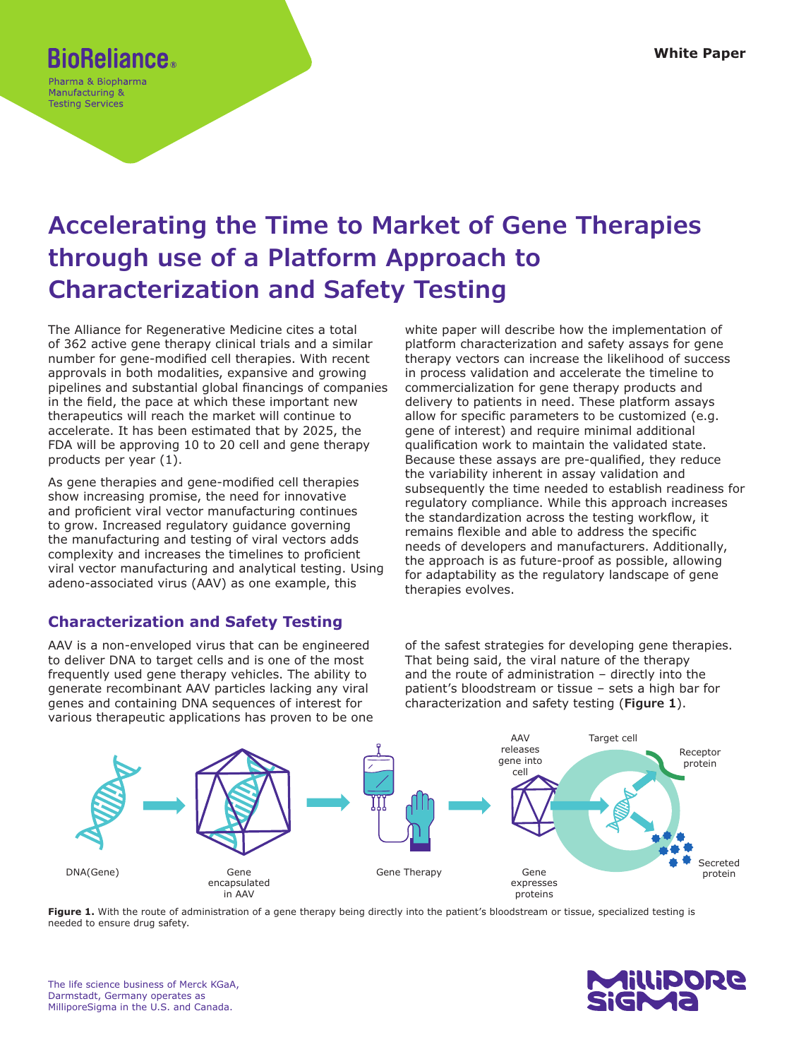# Accelerating the Time to Market of Gene Therapies through use of a Platform Approach to Characterization and Safety Testing

The Alliance for Regenerative Medicine cites a total of 362 active gene therapy clinical trials and a similar number for gene-modified cell therapies. With recent approvals in both modalities, expansive and growing pipelines and substantial global financings of companies in the field, the pace at which these important new therapeutics will reach the market will continue to accelerate. It has been estimated that by 2025, the FDA will be approving 10 to 20 cell and gene therapy products per year (1).

As gene therapies and gene-modified cell therapies show increasing promise, the need for innovative and proficient viral vector manufacturing continues to grow. Increased regulatory guidance governing the manufacturing and testing of viral vectors adds complexity and increases the timelines to proficient viral vector manufacturing and analytical testing. Using adeno-associated virus (AAV) as one example, this white paper will describe how the implementation of platform characterization and safety assays for gene therapy vectors can increase the likelihood of success in process validation and accelerate the timeline to commercialization for gene therapy products and delivery to patients in need. These platform assays allow for specific parameters to be customized (e.g. gene of interest) and require minimal additional qualification work to maintain the validated state. Because these assays are pre-qualified, they reduce the variability inherent in assay validation and subsequently the time needed to establish readiness for regulatory compliance. While this approach increases the standardization across the testing workflow, it remains flexible and able to address the specific needs of developers and manufacturers. Additionally, the approach is as future-proof as possible, allowing for adaptability as the regulatory landscape of gene therapies evolves.

## Characterization and Safety Testing

AAV is a non-enveloped virus that can be engineered to deliver DNA to target cells and is one of the most frequently used gene therapy vehicles. The ability to generate recombinant AAV particles lacking any viral genes and containing DNA sequences of interest for various therapeutic applications has proven to be one of the safest strategies for developing gene therapies. That being said, the viral nature of the therapy and the route of administration – directly into the patient's bloodstream or tissue – sets a high bar for characterization and safety testing (**Figure 1**).

**Figure 1.** With the route of administration of a gene therapy being directly into the patient's bloodstream or tissue, specialized testing is needed to ensure drug safety.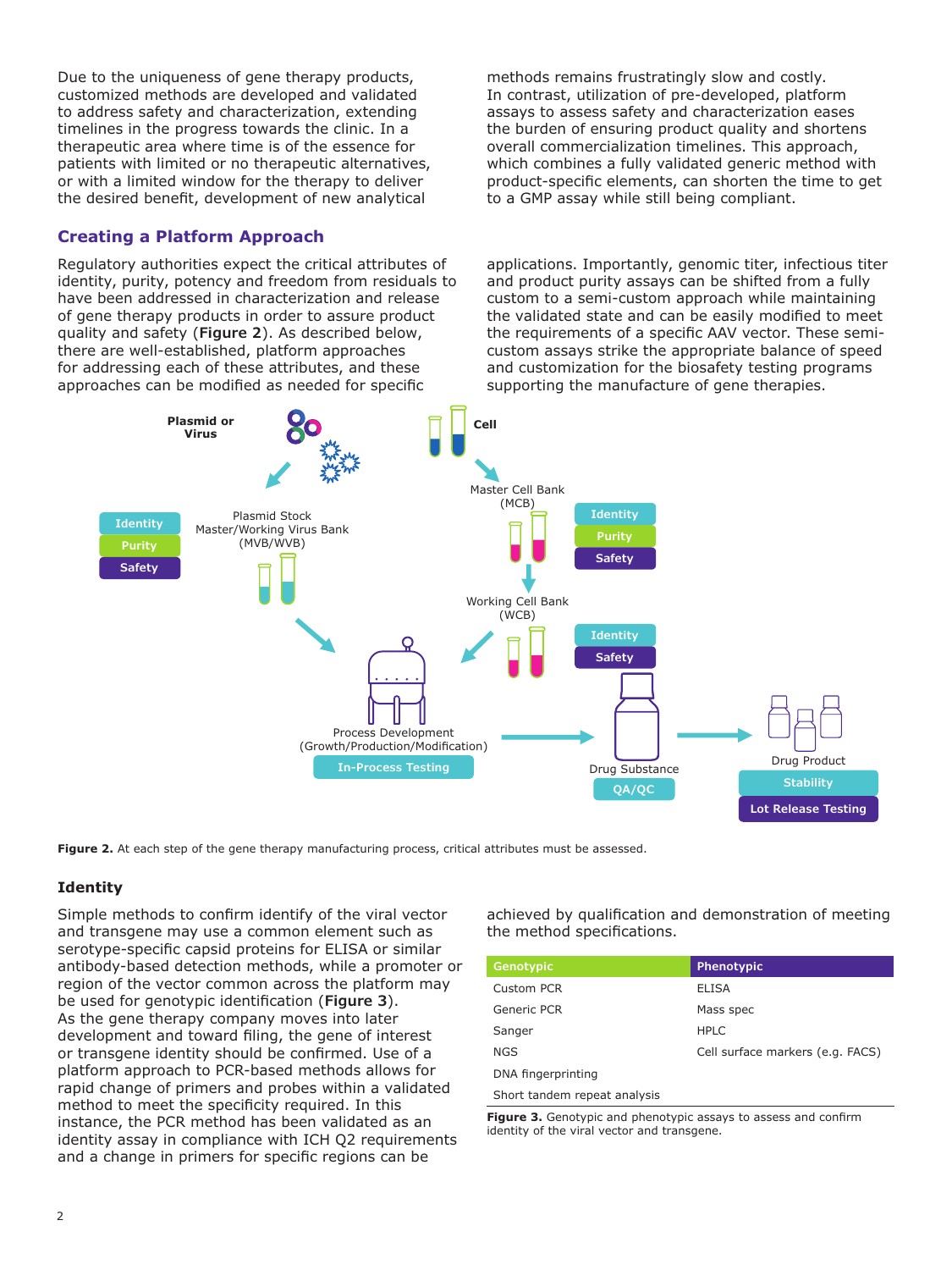Due to the uniqueness of gene therapy products, customized methods are developed and validated to address safety and characterization, extending timelines in the progress towards the clinic. In a therapeutic area where time is of the essence for patients with limited or no therapeutic alternatives, or with a limited window for the therapy to deliver the desired benefit, development of new analytical methods remains frustratingly slow and costly. In contrast, utilization of pre-developed, platform assays to assess safety and characterization eases the burden of ensuring product quality and shortens overall commercialization timelines. This approach, which combines a fully validated generic method with product-specific elements, can shorten the time to get to a GMP assay while still being compliant.

## Creating a Platform Approach

Regulatory authorities expect the critical attributes of identity, purity, potency and freedom from residuals to have been addressed in characterization and release of gene therapy products in order to assure product quality and safety (**Figure 2**). As described below, there are well-established, platform approaches for addressing each of these attributes, and these approaches can be modified as needed for specific applications. Importantly, genomic titer, infectious titer and product purity assays can be shifted from a fully custom to a semi-custom approach while maintaining the validated state and can be easily modified to meet the requirements of a specific AAV vector. These semi-custom assays strike the appropriate balance of speed and customization for the biosafety testing programs supporting the manufacture of gene therapies.

**Figure 2.** At each step of the gene therapy manufacturing process, critical attributes must be assessed.

### Identity

Simple methods to confirm identify of the viral vector and transgene may use a common element such as serotype-specific capsid proteins for ELISA or similar antibody-based detection methods, while a promoter or region of the vector common across the platform may be used for genotypic identification (**Figure 3**). As the gene therapy company moves into later development and toward filing, the gene of interest or transgene identity should be confirmed. Use of a platform approach to PCR-based methods allows for rapid change of primers and probes within a validated method to meet the specificity required. In this instance, the PCR method has been validated as an identity assay in compliance with ICH Q2 requirements and a change in primers for specific regions can be achieved by qualification and demonstration of meeting the method specifications.

| Genotypic | Phenotypic |
|---|---|
| Custom PCR | ELISA |
| Generic PCR | Mass spec |
| Sanger | HPLC |
| NGS | Cell surface markers (e.g. FACS) |
| DNA fingerprinting | |
| Short tandem repeat analysis | |

**Figure 3.** Genotypic and phenotypic assays to assess and confirm identity of the viral vector and transgene.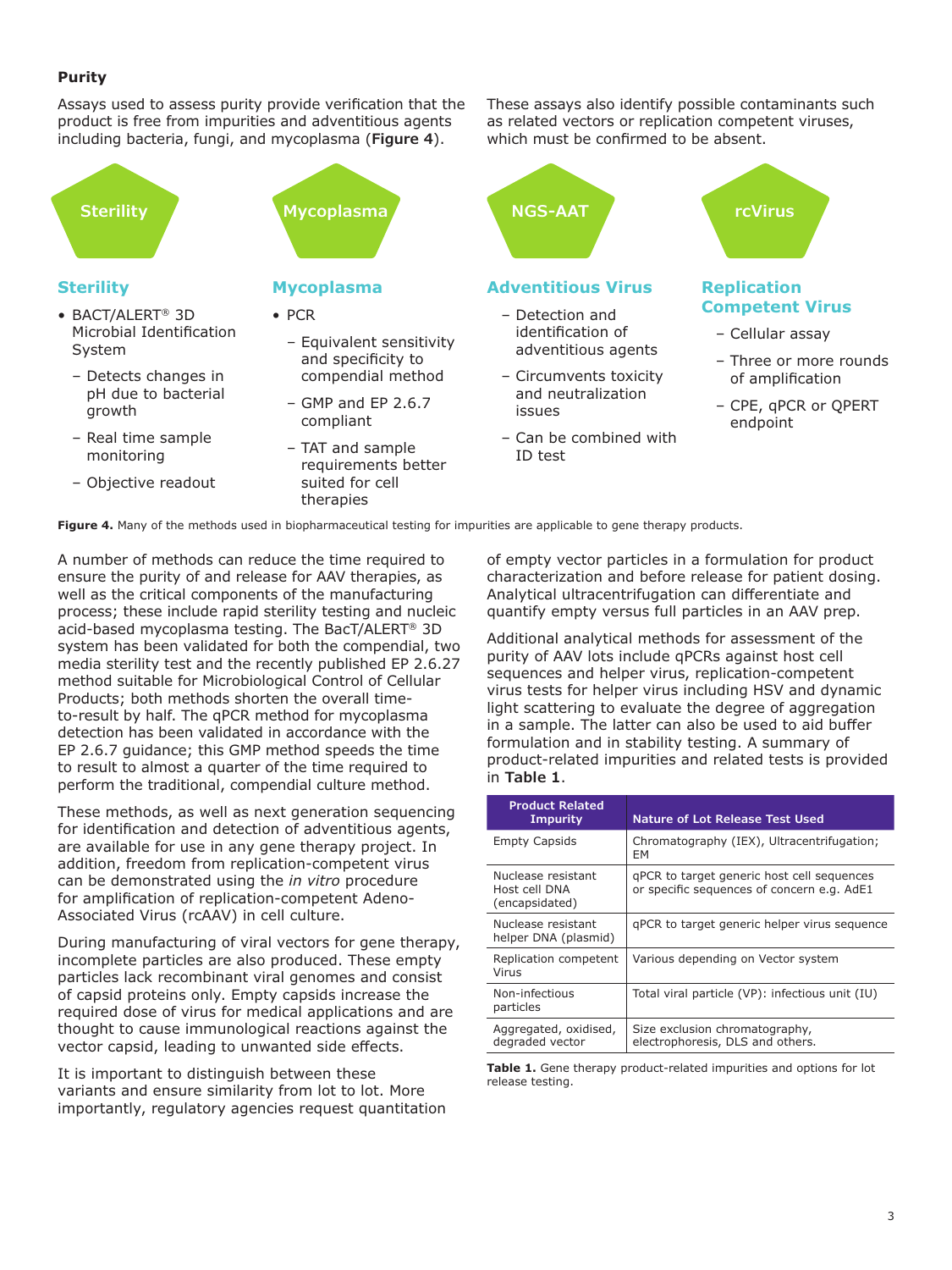**Purity**

Assays used to assess purity provide verification that the product is free from impurities and adventitious agents including bacteria, fungi, and mycoplasma (**Figure 4**). These assays also identify possible contaminants such as related vectors or replication competent viruses, which must be confirmed to be absent.

Sterility | Mycoplasma | NGS-AAT | rcVirus

### Sterility

- BACT/ALERT® 3D Microbial Identification System
  - Detects changes in pH due to bacterial growth
  - Real time sample monitoring
  - Objective readout

### Mycoplasma

- PCR
  - Equivalent sensitivity and specificity to compendial method
  - GMP and EP 2.6.7 compliant
  - TAT and sample requirements better suited for cell therapies

### Adventitious Virus

- Detection and identification of adventitious agents
- Circumvents toxicity and neutralization issues
- Can be combined with ID test

### Replication Competent Virus

- Cellular assay
- Three or more rounds of amplification
- CPE, qPCR or QPERT endpoint

**Figure 4.** Many of the methods used in biopharmaceutical testing for impurities are applicable to gene therapy products.

A number of methods can reduce the time required to ensure the purity of and release for AAV therapies, as well as the critical components of the manufacturing process; these include rapid sterility testing and nucleic acid-based mycoplasma testing. The BacT/ALERT® 3D system has been validated for both the compendial, two media sterility test and the recently published EP 2.6.27 method suitable for Microbiological Control of Cellular Products; both methods shorten the overall time-to-result by half. The qPCR method for mycoplasma detection has been validated in accordance with the EP 2.6.7 guidance; this GMP method speeds the time to result to almost a quarter of the time required to perform the traditional, compendial culture method.

These methods, as well as next generation sequencing for identification and detection of adventitious agents, are available for use in any gene therapy project. In addition, freedom from replication-competent virus can be demonstrated using the *in vitro* procedure for amplification of replication-competent Adeno-Associated Virus (rcAAV) in cell culture.

During manufacturing of viral vectors for gene therapy, incomplete particles are also produced. These empty particles lack recombinant viral genomes and consist of capsid proteins only. Empty capsids increase the required dose of virus for medical applications and are thought to cause immunological reactions against the vector capsid, leading to unwanted side effects.

It is important to distinguish between these variants and ensure similarity from lot to lot. More importantly, regulatory agencies request quantitation of empty vector particles in a formulation for product characterization and before release for patient dosing. Analytical ultracentrifugation can differentiate and quantify empty versus full particles in an AAV prep.

Additional analytical methods for assessment of the purity of AAV lots include qPCRs against host cell sequences and helper virus, replication-competent virus tests for helper virus including HSV and dynamic light scattering to evaluate the degree of aggregation in a sample. The latter can also be used to aid buffer formulation and in stability testing. A summary of product-related impurities and related tests is provided in **Table 1**.

| Product Related Impurity | Nature of Lot Release Test Used |
|---|---|
| Empty Capsids | Chromatography (IEX), Ultracentrifugation; EM |
| Nuclease resistant Host cell DNA (encapsidated) | qPCR to target generic host cell sequences or specific sequences of concern e.g. AdE1 |
| Nuclease resistant helper DNA (plasmid) | qPCR to target generic helper virus sequence |
| Replication competent Virus | Various depending on Vector system |
| Non-infectious particles | Total viral particle (VP): infectious unit (IU) |
| Aggregated, oxidised, degraded vector | Size exclusion chromatography, electrophoresis, DLS and others. |

**Table 1.** Gene therapy product-related impurities and options for lot release testing.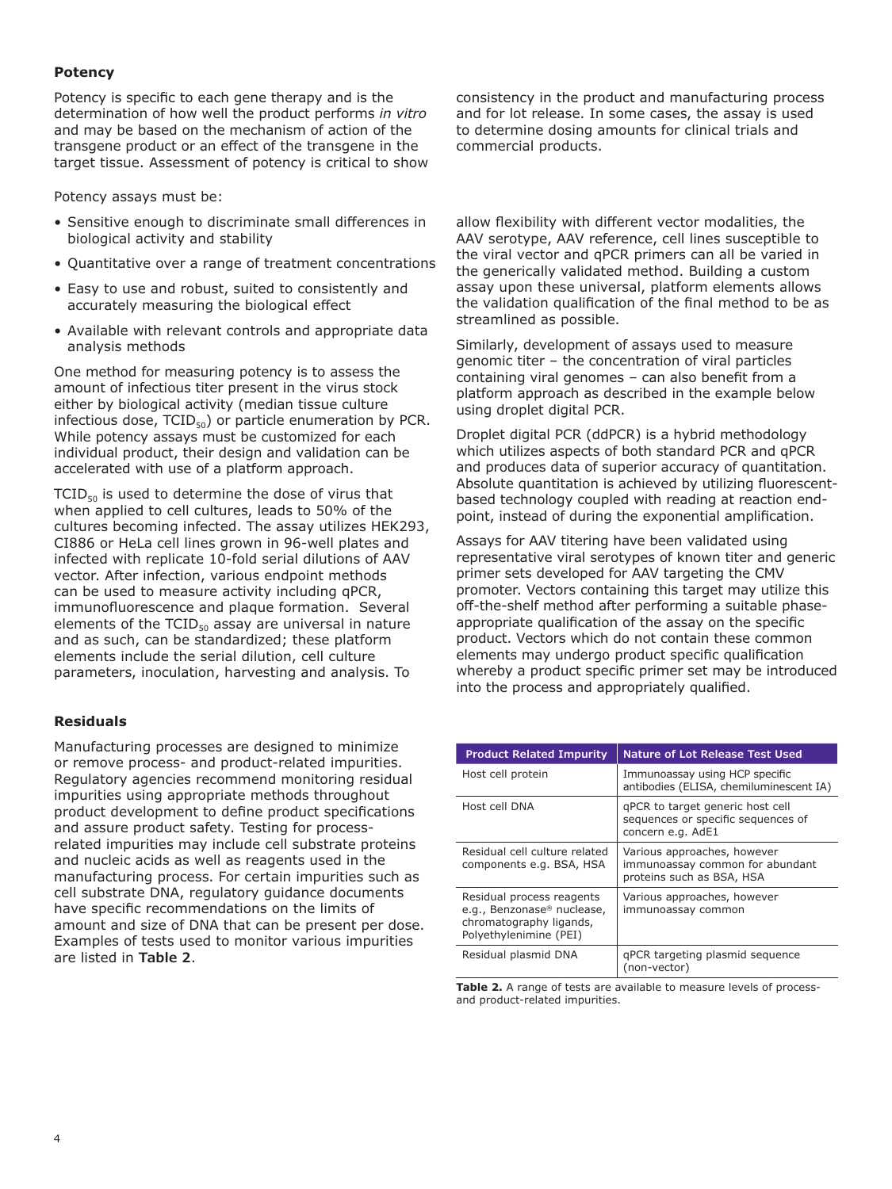### Potency

Potency is specific to each gene therapy and is the determination of how well the product performs *in vitro* and may be based on the mechanism of action of the transgene product or an effect of the transgene in the target tissue. Assessment of potency is critical to show consistency in the product and manufacturing process and for lot release. In some cases, the assay is used to determine dosing amounts for clinical trials and commercial products.

Potency assays must be:

- Sensitive enough to discriminate small differences in biological activity and stability
- Quantitative over a range of treatment concentrations
- Easy to use and robust, suited to consistently and accurately measuring the biological effect
- Available with relevant controls and appropriate data analysis methods

One method for measuring potency is to assess the amount of infectious titer present in the virus stock either by biological activity (median tissue culture infectious dose, $TCID_{50}$) or particle enumeration by PCR. While potency assays must be customized for each individual product, their design and validation can be accelerated with use of a platform approach.

$TCID_{50}$ is used to determine the dose of virus that when applied to cell cultures, leads to 50% of the cultures becoming infected. The assay utilizes HEK293, CI886 or HeLa cell lines grown in 96-well plates and infected with replicate 10-fold serial dilutions of AAV vector. After infection, various endpoint methods can be used to measure activity including qPCR, immunofluorescence and plaque formation. Several elements of the $TCID_{50}$ assay are universal in nature and as such, can be standardized; these platform elements include the serial dilution, cell culture parameters, inoculation, harvesting and analysis. To allow flexibility with different vector modalities, the AAV serotype, AAV reference, cell lines susceptible to the viral vector and qPCR primers can all be varied in the generically validated method. Building a custom assay upon these universal, platform elements allows the validation qualification of the final method to be as streamlined as possible.

Similarly, development of assays used to measure genomic titer – the concentration of viral particles containing viral genomes – can also benefit from a platform approach as described in the example below using droplet digital PCR.

Droplet digital PCR (ddPCR) is a hybrid methodology which utilizes aspects of both standard PCR and qPCR and produces data of superior accuracy of quantitation. Absolute quantitation is achieved by utilizing fluorescent-based technology coupled with reading at reaction end-point, instead of during the exponential amplification.

Assays for AAV titering have been validated using representative viral serotypes of known titer and generic primer sets developed for AAV targeting the CMV promoter. Vectors containing this target may utilize this off-the-shelf method after performing a suitable phase-appropriate qualification of the assay on the specific product. Vectors which do not contain these common elements may undergo product specific qualification whereby a product specific primer set may be introduced into the process and appropriately qualified.

### Residuals

Manufacturing processes are designed to minimize or remove process- and product-related impurities. Regulatory agencies recommend monitoring residual impurities using appropriate methods throughout product development to define product specifications and assure product safety. Testing for process-related impurities may include cell substrate proteins and nucleic acids as well as reagents used in the manufacturing process. For certain impurities such as cell substrate DNA, regulatory guidance documents have specific recommendations on the limits of amount and size of DNA that can be present per dose. Examples of tests used to monitor various impurities are listed in **Table 2**.

| Product Related Impurity | Nature of Lot Release Test Used |
| --- | --- |
| Host cell protein | Immunoassay using HCP specific antibodies (ELISA, chemiluminescent IA) |
| Host cell DNA | qPCR to target generic host cell sequences or specific sequences of concern e.g. AdE1 |
| Residual cell culture related components e.g. BSA, HSA | Various approaches, however immunoassay common for abundant proteins such as BSA, HSA |
| Residual process reagents e.g., Benzonase® nuclease, chromatography ligands, Polyethylenimine (PEI) | Various approaches, however immunoassay common |
| Residual plasmid DNA | qPCR targeting plasmid sequence (non-vector) |

**Table 2.** A range of tests are available to measure levels of process- and product-related impurities.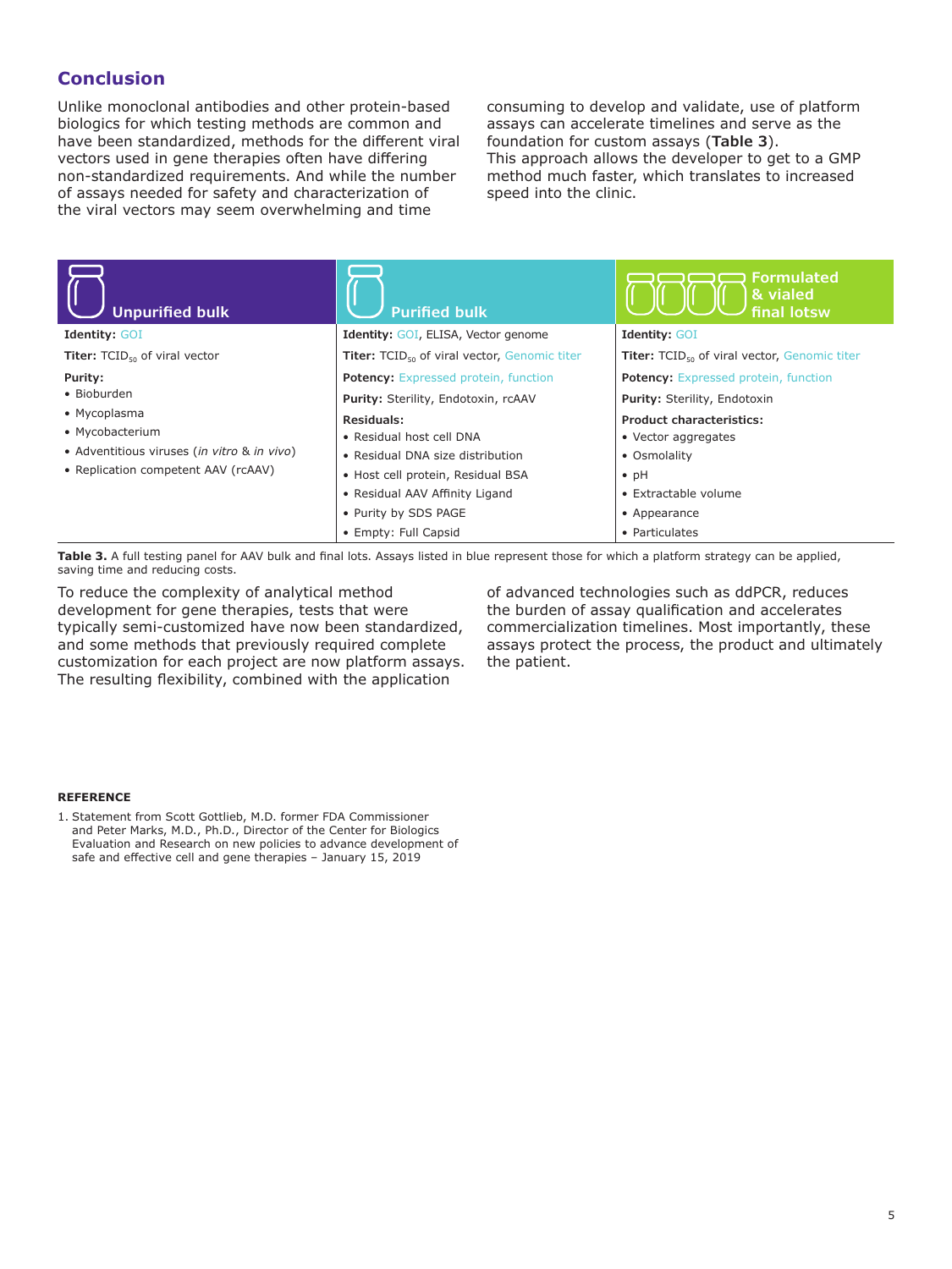## Conclusion

Unlike monoclonal antibodies and other protein-based biologics for which testing methods are common and have been standardized, methods for the different viral vectors used in gene therapies often have differing non-standardized requirements. And while the number of assays needed for safety and characterization of the viral vectors may seem overwhelming and time consuming to develop and validate, use of platform assays can accelerate timelines and serve as the foundation for custom assays (**Table 3**).
This approach allows the developer to get to a GMP method much faster, which translates to increased speed into the clinic.

| Unpurified bulk | Purified bulk | Formulated & vialed final lotsw |
|---|---|---|
| **Identity:** GOI | **Identity:** GOI, ELISA, Vector genome | **Identity:** GOI |
| **Titer:** $TCID_{50}$ of viral vector | **Titer:** $TCID_{50}$ of viral vector, Genomic titer | **Titer:** $TCID_{50}$ of viral vector, Genomic titer |
| **Purity:** | **Potency:** Expressed protein, function | **Potency:** Expressed protein, function |
| • Bioburden | **Purity:** Sterility, Endotoxin, rcAAV | **Purity:** Sterility, Endotoxin |
| • Mycoplasma | **Residuals:** | **Product characteristics:** |
| • Mycobacterium | • Residual host cell DNA | • Vector aggregates |
| • Adventitious viruses (*in vitro* & *in vivo*) | • Residual DNA size distribution | • Osmolality |
| • Replication competent AAV (rcAAV) | • Host cell protein, Residual BSA | • pH |
| | • Residual AAV Affinity Ligand | • Extractable volume |
| | • Purity by SDS PAGE | • Appearance |
| | • Empty: Full Capsid | • Particulates |

**Table 3.** A full testing panel for AAV bulk and final lots. Assays listed in blue represent those for which a platform strategy can be applied, saving time and reducing costs.

To reduce the complexity of analytical method development for gene therapies, tests that were typically semi-customized have now been standardized, and some methods that previously required complete customization for each project are now platform assays. The resulting flexibility, combined with the application of advanced technologies such as ddPCR, reduces the burden of assay qualification and accelerates commercialization timelines. Most importantly, these assays protect the process, the product and ultimately the patient.

**REFERENCE**

1. Statement from Scott Gottlieb, M.D. former FDA Commissioner and Peter Marks, M.D., Ph.D., Director of the Center for Biologics Evaluation and Research on new policies to advance development of safe and effective cell and gene therapies – January 15, 2019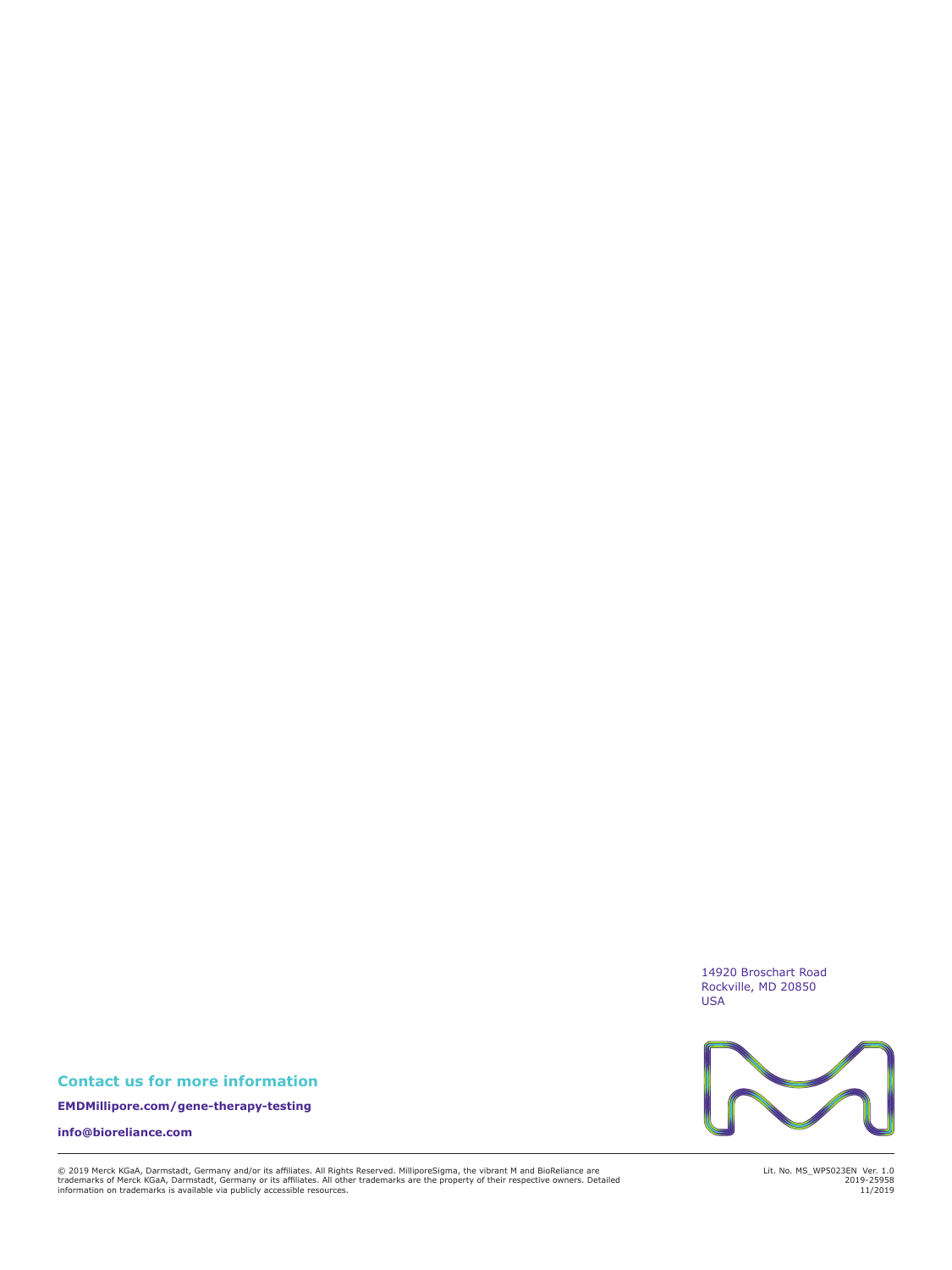14920 Broschart Road
Rockville, MD 20850
USA

**Contact us for more information**

**EMDMillipore.com/gene-therapy-testing**

**info@bioreliance.com**

© 2019 Merck KGaA, Darmstadt, Germany and/or its affiliates. All Rights Reserved. MilliporeSigma, the vibrant M and BioReliance are trademarks of Merck KGaA, Darmstadt, Germany or its affiliates. All other trademarks are the property of their respective owners. Detailed information on trademarks is available via publicly accessible resources.

Lit. No. MS_WP5023EN Ver. 1.0
2019-25958
11/2019